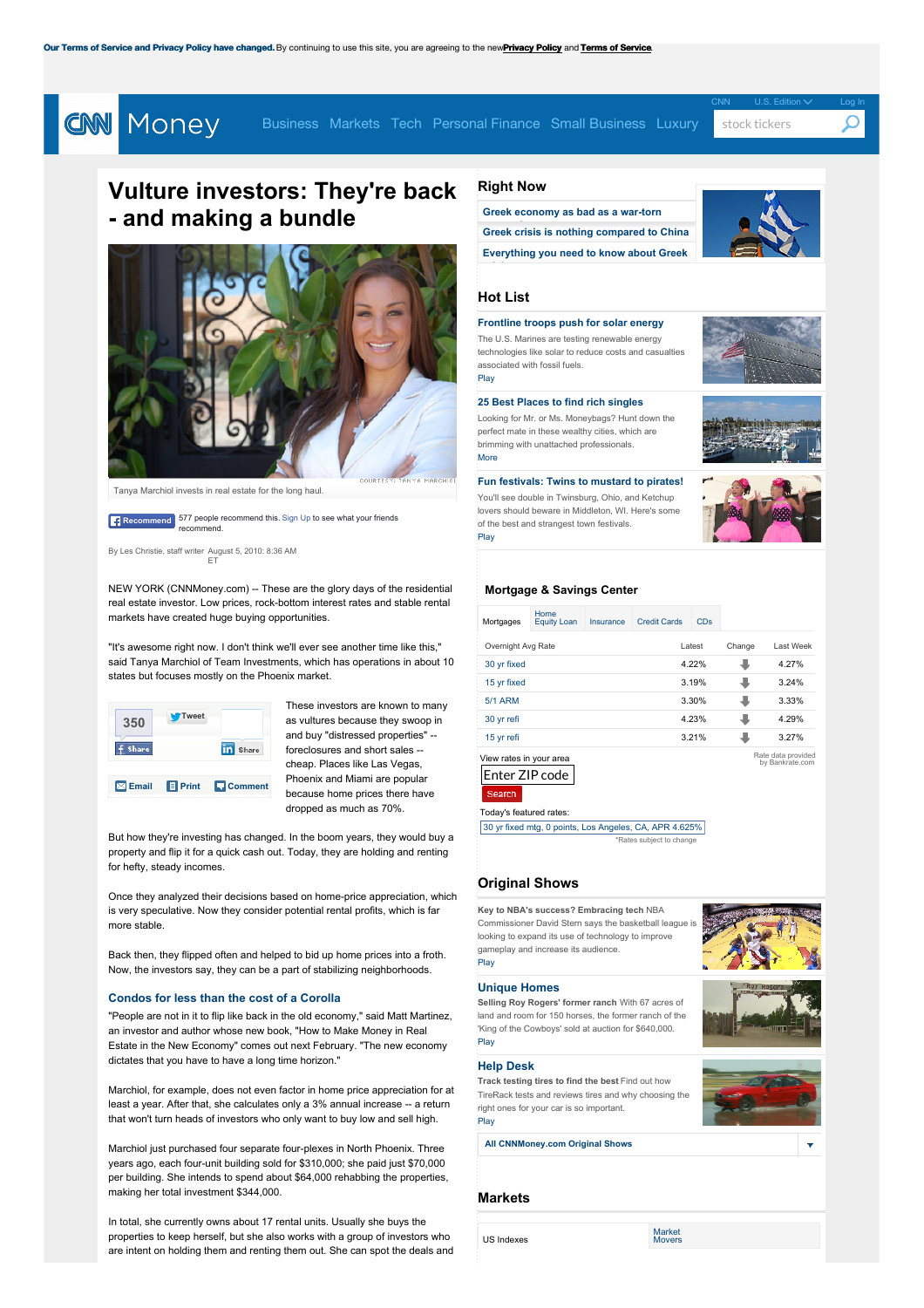Our Terms of Service and Privacy Policy have changed. By continuing to use this site, you are agreeing to the new Privacy Policy and Terms of Service.

CNN Money | Business | Markets | Tech | Personal Finance | Small Business | Luxury

# Vulture investors: They're back - and making a bundle

COURTESY: TANYA MARCHIOL

Tanya Marchiol invests in real estate for the long haul.

Recommend 577 people recommend this. Sign Up to see what your friends recommend.

By Les Christie, staff writer August 5, 2010: 8:36 AM ET

NEW YORK (CNNMoney.com) -- These are the glory days of the residential real estate investor. Low prices, rock-bottom interest rates and stable rental markets have created huge buying opportunities.

"It's awesome right now. I don't think we'll ever see another time like this," said Tanya Marchiol of Team Investments, which has operations in about 10 states but focuses mostly on the Phoenix market.

350 Tweet Share Share

Email Print Comment

These investors are known to many as vultures because they swoop in and buy "distressed properties" -- foreclosures and short sales -- cheap. Places like Las Vegas, Phoenix and Miami are popular because home prices there have dropped as much as 70%.

But how they're investing has changed. In the boom years, they would buy a property and flip it for a quick cash out. Today, they are holding and renting for hefty, steady incomes.

Once they analyzed their decisions based on home-price appreciation, which is very speculative. Now they consider potential rental profits, which is far more stable.

Back then, they flipped often and helped to bid up home prices into a froth. Now, the investors say, they can be a part of stabilizing neighborhoods.

### Condos for less than the cost of a Corolla

"People are not in it to flip like back in the old economy," said Matt Martinez, an investor and author whose new book, "How to Make Money in Real Estate in the New Economy" comes out next February. "The new economy dictates that you have to have a long time horizon."

Marchiol, for example, does not even factor in home price appreciation for at least a year. After that, she calculates only a 3% annual increase -- a return that won't turn heads of investors who only want to buy low and sell high.

Marchiol just purchased four separate four-plexes in North Phoenix. Three years ago, each four-unit building sold for $310,000; she paid just $70,000 per building. She intends to spend about $64,000 rehabbing the properties, making her total investment $344,000.

In total, she currently owns about 17 rental units. Usually she buys the properties to keep herself, but she also works with a group of investors who are intent on holding them and renting them out. She can spot the deals and

## Right Now

- Greek economy as bad as a war-torn
- Greek crisis is nothing compared to China
- Everything you need to know about Greek

## Hot List

**Frontline troops push for solar energy**
The U.S. Marines are testing renewable energy technologies like solar to reduce costs and casualties associated with fossil fuels.
Play

**25 Best Places to find rich singles**
Looking for Mr. or Ms. Moneybags? Hunt down the perfect mate in these wealthy cities, which are brimming with unattached professionals.
More

**Fun festivals: Twins to mustard to pirates!**
You'll see double in Twinsburg, Ohio, and Ketchup lovers should beware in Middleton, WI. Here's some of the best and strangest town festivals.
Play

## Mortgage & Savings Center

Mortgages | Home Equity Loan | Insurance | Credit Cards | CDs

| Overnight Avg Rate | Latest | Change | Last Week |
|---|---|---|---|
| 30 yr fixed | 4.22% | ↓ | 4.27% |
| 15 yr fixed | 3.19% | ↓ | 3.24% |
| 5/1 ARM | 3.30% | ↓ | 3.33% |
| 30 yr refi | 4.23% | ↓ | 4.29% |
| 15 yr refi | 3.21% | ↓ | 3.27% |

View rates in your area

Rate data provided by Bankrate.com

Enter ZIP code | Search

Today's featured rates:

30 yr fixed mtg, 0 points, Los Angeles, CA, APR 4.625%

*Rates subject to change

## Original Shows

**Key to NBA's success? Embracing tech** NBA Commissioner David Stern says the basketball league is looking to expand its use of technology to improve gameplay and increase its audience.
Play

**Unique Homes**
**Selling Roy Rogers' former ranch** With 67 acres of land and room for 150 horses, the former ranch of the 'King of the Cowboys' sold at auction for $640,000.
Play

**Help Desk**
**Track testing tires to find the best** Find out how TireRack tests and reviews tires and why choosing the right ones for your car is so important.
Play

All CNNMoney.com Original Shows

## Markets

US Indexes | Market Movers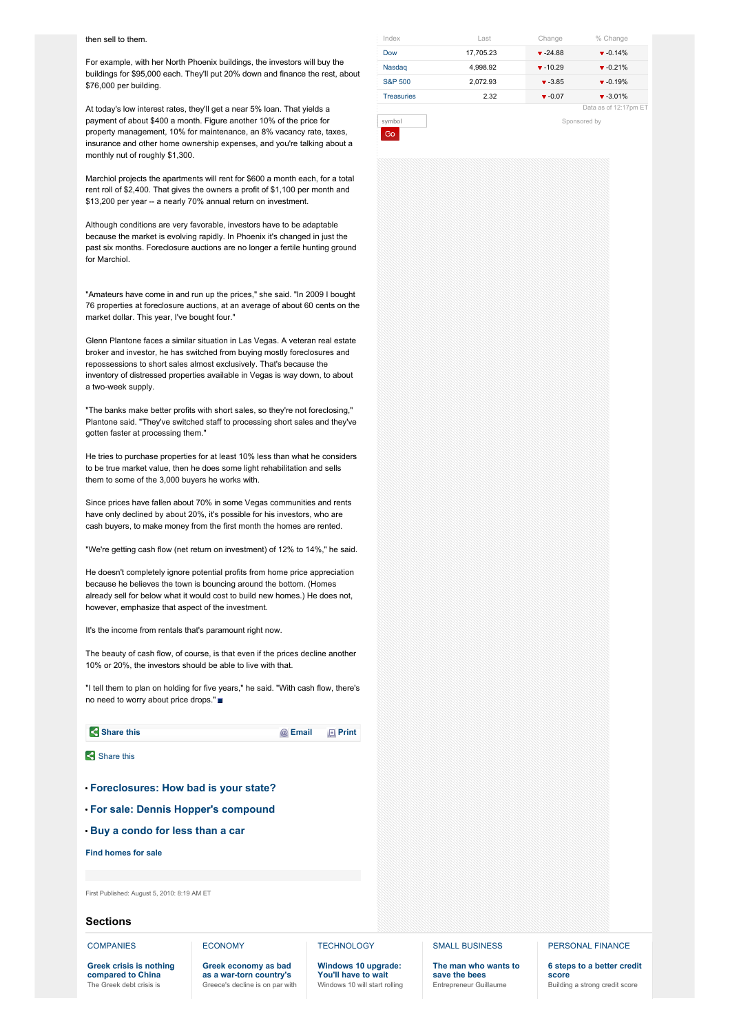then sell to them.

For example, with her North Phoenix buildings, the investors will buy the buildings for $95,000 each. They'll put 20% down and finance the rest, about $76,000 per building.

At today's low interest rates, they'll get a near 5% loan. That yields a payment of about $400 a month. Figure another 10% of the price for property management, 10% for maintenance, an 8% vacancy rate, taxes, insurance and other home ownership expenses, and you're talking about a monthly nut of roughly $1,300.

Marchiol projects the apartments will rent for $600 a month each, for a total rent roll of $2,400. That gives the owners a profit of $1,100 per month and $13,200 per year -- a nearly 70% annual return on investment.

Although conditions are very favorable, investors have to be adaptable because the market is evolving rapidly. In Phoenix it's changed in just the past six months. Foreclosure auctions are no longer a fertile hunting ground for Marchiol.

"Amateurs have come in and run up the prices," she said. "In 2009 I bought 76 properties at foreclosure auctions, at an average of about 60 cents on the market dollar. This year, I've bought four."

Glenn Plantone faces a similar situation in Las Vegas. A veteran real estate broker and investor, he has switched from buying mostly foreclosures and repossessions to short sales almost exclusively. That's because the inventory of distressed properties available in Vegas is way down, to about a two-week supply.

"The banks make better profits with short sales, so they're not foreclosing," Plantone said. "They've switched staff to processing short sales and they've gotten faster at processing them."

He tries to purchase properties for at least 10% less than what he considers to be true market value, then he does some light rehabilitation and sells them to some of the 3,000 buyers he works with.

Since prices have fallen about 70% in some Vegas communities and rents have only declined by about 20%, it's possible for his investors, who are cash buyers, to make money from the first month the homes are rented.

"We're getting cash flow (net return on investment) of 12% to 14%," he said.

He doesn't completely ignore potential profits from home price appreciation because he believes the town is bouncing around the bottom. (Homes already sell for below what it would cost to build new homes.) He does not, however, emphasize that aspect of the investment.

It's the income from rentals that's paramount right now.

The beauty of cash flow, of course, is that even if the prices decline another 10% or 20%, the investors should be able to live with that.

"I tell them to plan on holding for five years," he said. "With cash flow, there's no need to worry about price drops."

Share this | Email | Print

Share this

- **Foreclosures: How bad is your state?**
- **For sale: Dennis Hopper's compound**
- **Buy a condo for less than a car**

**Find homes for sale**

First Published: August 5, 2010: 8:19 AM ET

| Index | Last | Change | % Change |
|---|---|---|---|
| Dow | 17,705.23 | -24.88 | -0.14% |
| Nasdaq | 4,998.92 | -10.29 | -0.21% |
| S&P 500 | 2,072.93 | -3.85 | -0.19% |
| Treasuries | 2.32 | -0.07 | -3.01% |

Data as of 12:17pm ET

Sponsored by

## Sections

**COMPANIES**
**Greek crisis is nothing compared to China**
The Greek debt crisis is

**ECONOMY**
**Greek economy as bad as a war-torn country's**
Greece's decline is on par with

**TECHNOLOGY**
**Windows 10 upgrade: You'll have to wait**
Windows 10 will start rolling

**SMALL BUSINESS**
**The man who wants to save the bees**
Entrepreneur Guillaume

**PERSONAL FINANCE**
**6 steps to a better credit score**
Building a strong credit score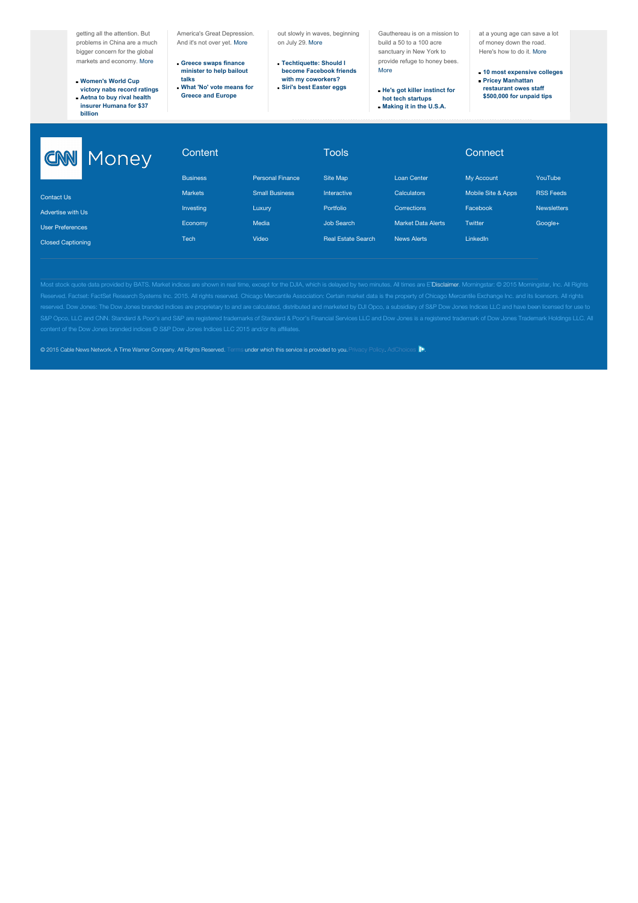getting all the attention. But problems in China are a much bigger concern for the global markets and economy. More

- **Women's World Cup victory nabs record ratings**
- **Aetna to buy rival health insurer Humana for $37 billion**

America's Great Depression. And it's not over yet. More

- **Greece swaps finance minister to help bailout talks**
- **What 'No' vote means for Greece and Europe**

out slowly in waves, beginning on July 29. More

- **Techtiquette: Should I become Facebook friends with my coworkers?**
- **Siri's best Easter eggs**

Gauthereau is on a mission to build a 50 to a 100 acre sanctuary in New York to provide refuge to honey bees. More

- **He's got killer instinct for hot tech startups**
- **Making it in the U.S.A.**

at a young age can save a lot of money down the road. Here's how to do it. More

- **10 most expensive colleges**
- **Pricey Manhattan restaurant owes staff $500,000 for unpaid tips**

CNN Money

Contact Us
Advertise with Us
User Preferences
Closed Captioning

## Content

Business
Personal Finance
Markets
Small Business
Investing
Luxury
Economy
Media
Tech
Video

## Tools

Site Map
Loan Center
Interactive
Calculators
Portfolio
Corrections
Job Search
Market Data Alerts
Real Estate Search
News Alerts

## Connect

My Account
YouTube
Mobile Site & Apps
RSS Feeds
Facebook
Newsletters
Twitter
Google+
LinkedIn

Most stock quote data provided by BATS. Market indices are shown in real time, except for the DJIA, which is delayed by two minutes. All times are ET. Disclaimer. Morningstar: © 2015 Morningstar, Inc. All Rights Reserved. Factset: FactSet Research Systems Inc. 2015. All rights reserved. Chicago Mercantile Association: Certain market data is the property of Chicago Mercantile Exchange Inc. and its licensors. All rights reserved. Dow Jones: The Dow Jones branded indices are proprietary to and are calculated, distributed and marketed by DJI Opco, a subsidiary of S&P Dow Jones Indices LLC and have been licensed for use to S&P Opco, LLC and CNN. Standard & Poor's and S&P are registered trademarks of Standard & Poor's Financial Services LLC and Dow Jones is a registered trademark of Dow Jones Trademark Holdings LLC. All content of the Dow Jones branded indices © S&P Dow Jones Indices LLC 2015 and/or its affiliates.

© 2015 Cable News Network. A Time Warner Company. All Rights Reserved. Terms under which this service is provided to you. Privacy Policy. AdChoices.